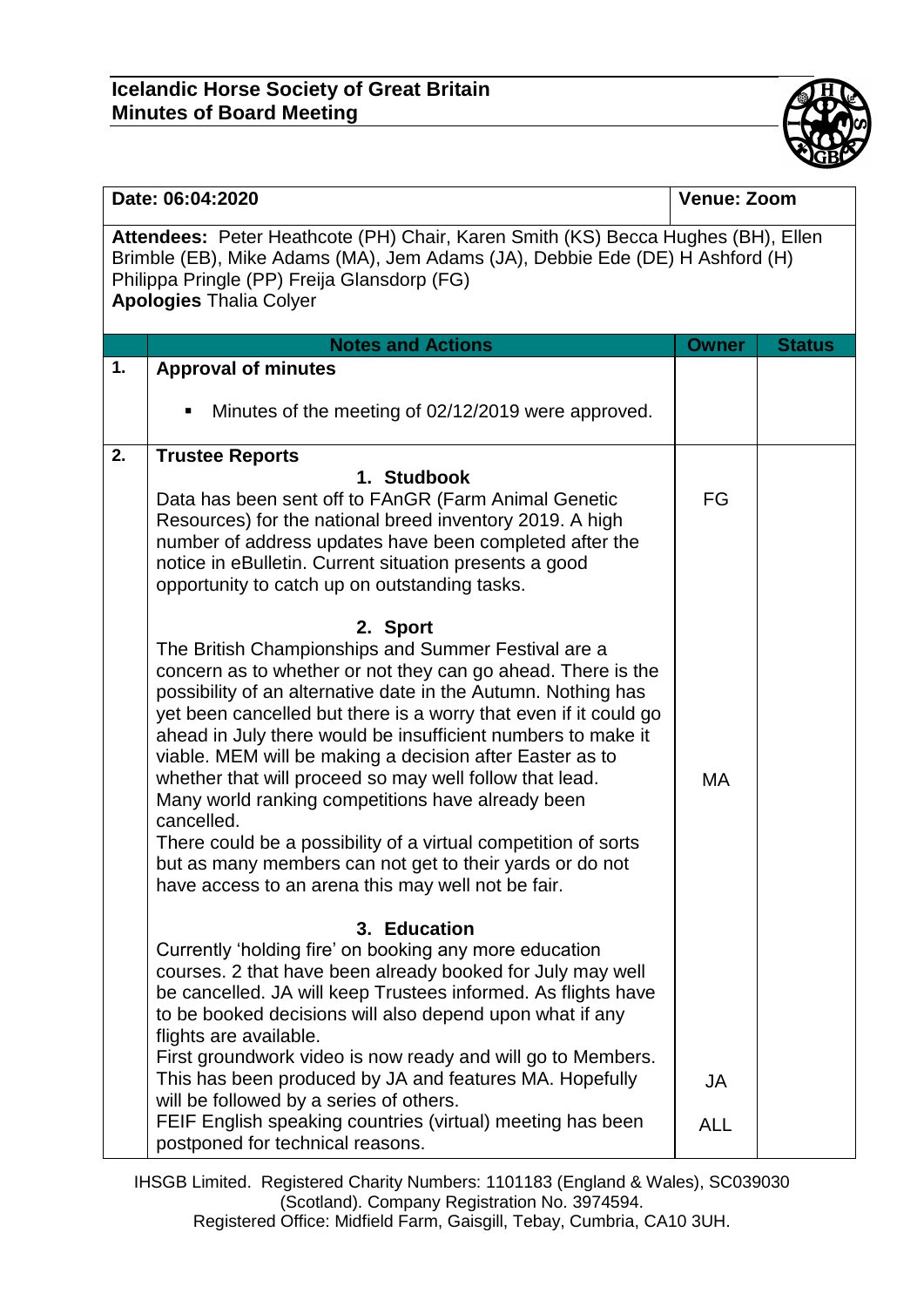**Icelandic Horse Society of Great Britain**
**Minutes of Board Meeting**

| **Date: 06:04:2020** | | **Venue: Zoom** | |
|---|---|---|---|
| **Attendees:** Peter Heathcote (PH) Chair, Karen Smith (KS) Becca Hughes (BH), Ellen Brimble (EB), Mike Adams (MA), Jem Adams (JA), Debbie Ede (DE) H Ashford (H) Philippa Pringle (PP) Freija Glansdorp (FG)<br>**Apologies** Thalia Colyer | | | |
| | **Notes and Actions** | **Owner** | **Status** |
| **1.** | **Approval of minutes**<br><br>▪ Minutes of the meeting of 02/12/2019 were approved. | | |
| **2.** | **Trustee Reports**<br>**1. Studbook**<br>Data has been sent off to FAnGR (Farm Animal Genetic Resources) for the national breed inventory 2019. A high number of address updates have been completed after the notice in eBulletin. Current situation presents a good opportunity to catch up on outstanding tasks.<br><br>**2. Sport**<br>The British Championships and Summer Festival are a concern as to whether or not they can go ahead. There is the possibility of an alternative date in the Autumn. Nothing has yet been cancelled but there is a worry that even if it could go ahead in July there would be insufficient numbers to make it viable. MEM will be making a decision after Easter as to whether that will proceed so may well follow that lead. Many world ranking competitions have already been cancelled.<br>There could be a possibility of a virtual competition of sorts but as many members can not get to their yards or do not have access to an arena this may well not be fair.<br><br>**3. Education**<br>Currently 'holding fire' on booking any more education courses. 2 that have been already booked for July may well be cancelled. JA will keep Trustees informed. As flights have to be booked decisions will also depend upon what if any flights are available.<br>First groundwork video is now ready and will go to Members. This has been produced by JA and features MA. Hopefully will be followed by a series of others.<br>FEIF English speaking countries (virtual) meeting has been postponed for technical reasons. | FG<br><br>MA<br><br>JA<br><br>ALL | |

IHSGB Limited. Registered Charity Numbers: 1101183 (England & Wales), SC039030 (Scotland). Company Registration No. 3974594.
Registered Office: Midfield Farm, Gaisgill, Tebay, Cumbria, CA10 3UH.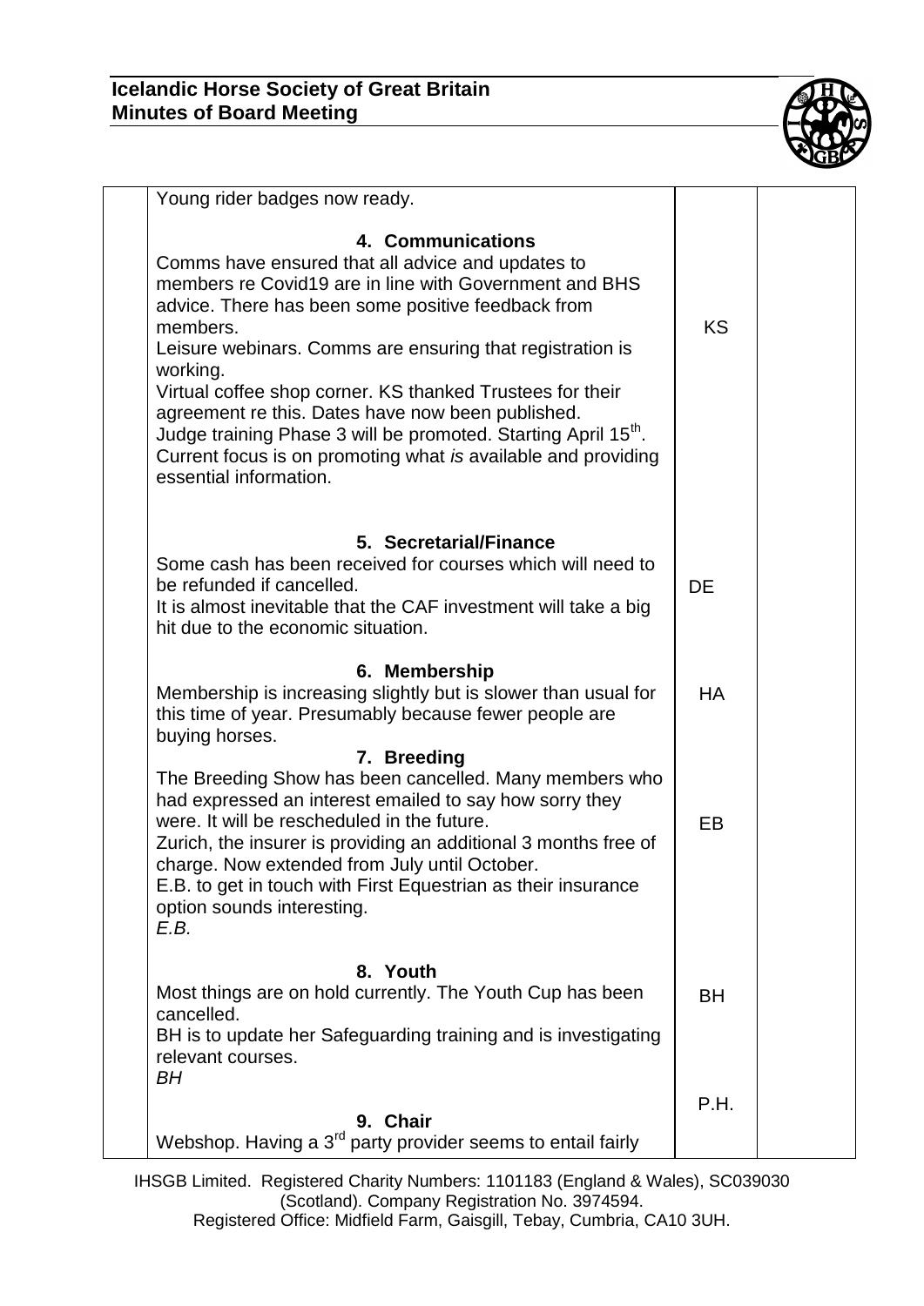| | | | |
|---|---|---|---|
| | Young rider badges now ready.<br><br>**4. Communications**<br>Comms have ensured that all advice and updates to members re Covid19 are in line with Government and BHS advice. There has been some positive feedback from members.<br>Leisure webinars. Comms are ensuring that registration is working.<br>Virtual coffee shop corner. KS thanked Trustees for their agreement re this. Dates have now been published.<br>Judge training Phase 3 will be promoted. Starting April 15th.<br>Current focus is on promoting what *is* available and providing essential information. | KS | |
| | **5. Secretarial/Finance**<br>Some cash has been received for courses which will need to be refunded if cancelled.<br>It is almost inevitable that the CAF investment will take a big hit due to the economic situation. | DE | |
| | **6. Membership**<br>Membership is increasing slightly but is slower than usual for this time of year. Presumably because fewer people are buying horses. | HA | |
| | **7. Breeding**<br>The Breeding Show has been cancelled. Many members who had expressed an interest emailed to say how sorry they were. It will be rescheduled in the future.<br>Zurich, the insurer is providing an additional 3 months free of charge. Now extended from July until October.<br>E.B. to get in touch with First Equestrian as their insurance option sounds interesting.<br>*E.B.* | EB | |
| | **8. Youth**<br>Most things are on hold currently. The Youth Cup has been cancelled.<br>BH is to update her Safeguarding training and is investigating relevant courses.<br>*BH* | BH | |
| | **9. Chair**<br>Webshop. Having a 3rd party provider seems to entail fairly | P.H. | |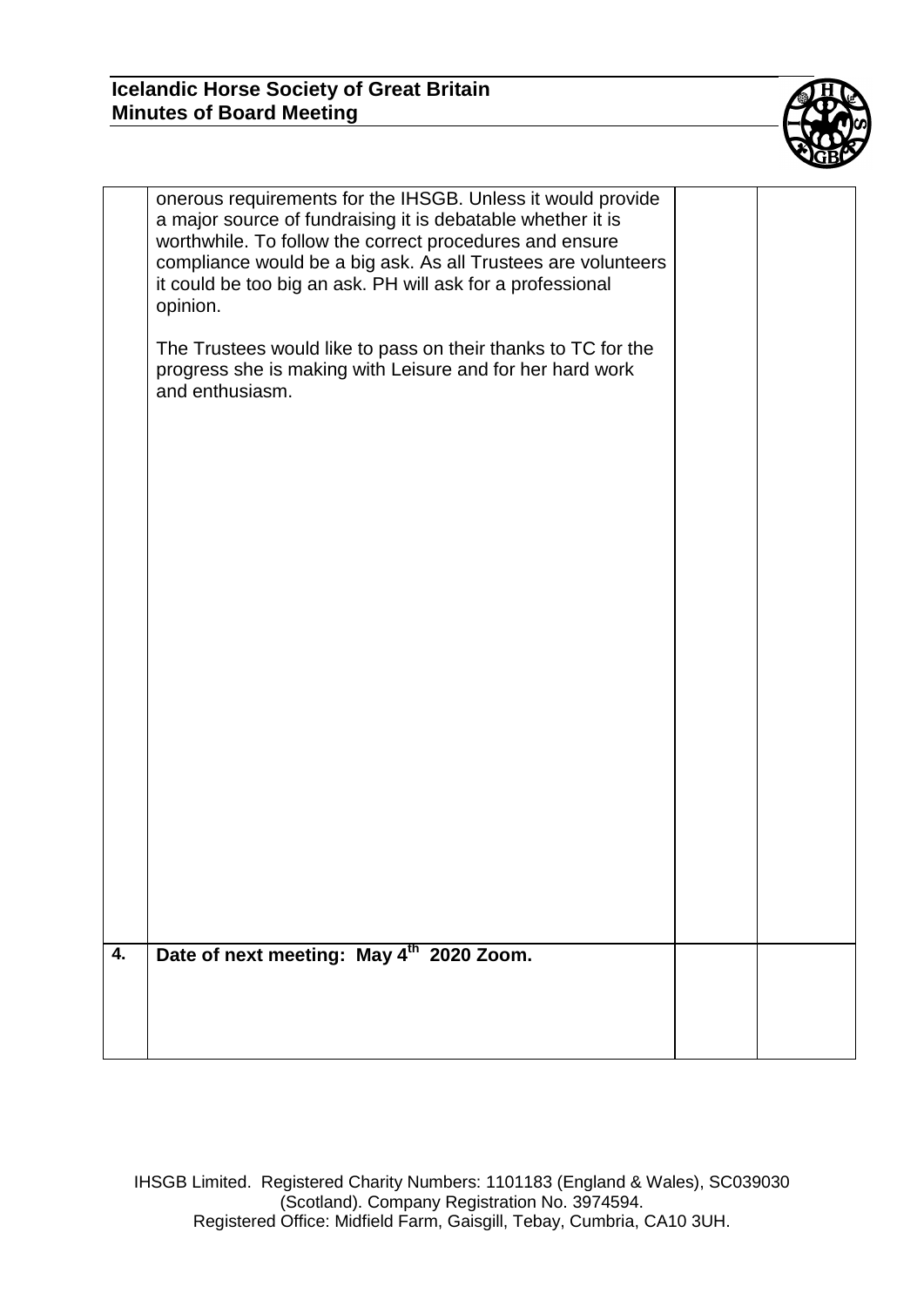| | | | |
|---|---|---|---|
| | onerous requirements for the IHSGB. Unless it would provide a major source of fundraising it is debatable whether it is worthwhile. To follow the correct procedures and ensure compliance would be a big ask. As all Trustees are volunteers it could be too big an ask. PH will ask for a professional opinion.<br><br>The Trustees would like to pass on their thanks to TC for the progress she is making with Leisure and for her hard work and enthusiasm. | | |
| **4.** | **Date of next meeting: May 4th 2020 Zoom.** | | |

IHSGB Limited. Registered Charity Numbers: 1101183 (England & Wales), SC039030 (Scotland). Company Registration No. 3974594.
Registered Office: Midfield Farm, Gaisgill, Tebay, Cumbria, CA10 3UH.